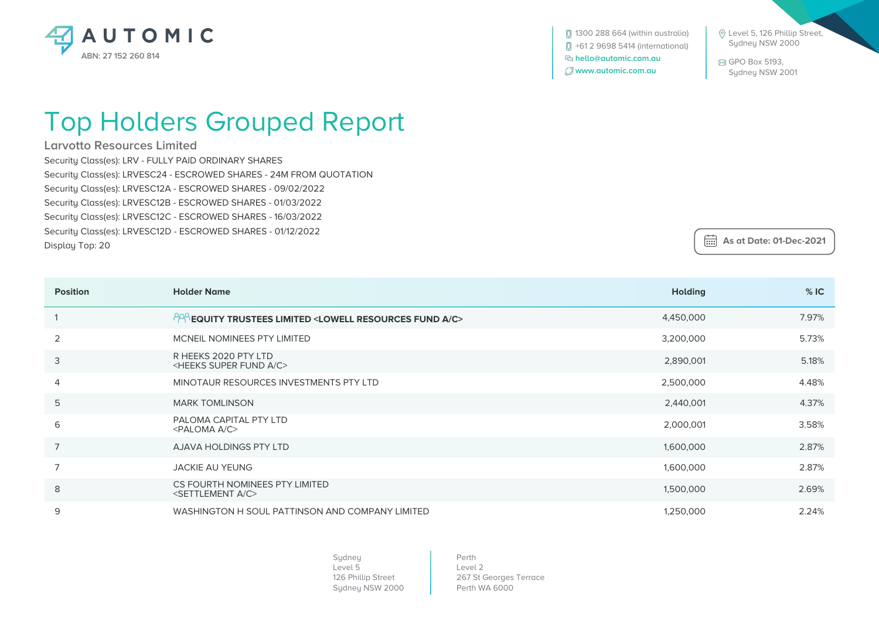AUTOMIC

ABN: 27 152 260 814

1300 288 664 (within australia)
+61 2 9698 5414 (international)
hello@automic.com.au
www.automic.com.au

Level 5, 126 Phillip Street,
Sydney NSW 2000

GPO Box 5193,
Sydney NSW 2001

# Top Holders Grouped Report

## Larvotto Resources Limited

Security Class(es): LRV - FULLY PAID ORDINARY SHARES
Security Class(es): LRVESC24 - ESCROWED SHARES - 24M FROM QUOTATION
Security Class(es): LRVESC12A - ESCROWED SHARES - 09/02/2022
Security Class(es): LRVESC12B - ESCROWED SHARES - 01/03/2022
Security Class(es): LRVESC12C - ESCROWED SHARES - 16/03/2022
Security Class(es): LRVESC12D - ESCROWED SHARES - 01/12/2022
Display Top: 20

**As at Date: 01-Dec-2021**

| Position | Holder Name | Holding | % IC |
|---|---|---|---|
| 1 | **EQUITY TRUSTEES LIMITED <LOWELL RESOURCES FUND A/C>** | 4,450,000 | 7.97% |
| 2 | MCNEIL NOMINEES PTY LIMITED | 3,200,000 | 5.73% |
| 3 | R HEEKS 2020 PTY LTD <HEEKS SUPER FUND A/C> | 2,890,001 | 5.18% |
| 4 | MINOTAUR RESOURCES INVESTMENTS PTY LTD | 2,500,000 | 4.48% |
| 5 | MARK TOMLINSON | 2,440,001 | 4.37% |
| 6 | PALOMA CAPITAL PTY LTD <PALOMA A/C> | 2,000,001 | 3.58% |
| 7 | AJAVA HOLDINGS PTY LTD | 1,600,000 | 2.87% |
| 7 | JACKIE AU YEUNG | 1,600,000 | 2.87% |
| 8 | CS FOURTH NOMINEES PTY LIMITED <SETTLEMENT A/C> | 1,500,000 | 2.69% |
| 9 | WASHINGTON H SOUL PATTINSON AND COMPANY LIMITED | 1,250,000 | 2.24% |

Sydney
Level 5
126 Phillip Street
Sydney NSW 2000

Perth
Level 2
267 St Georges Terrace
Perth WA 6000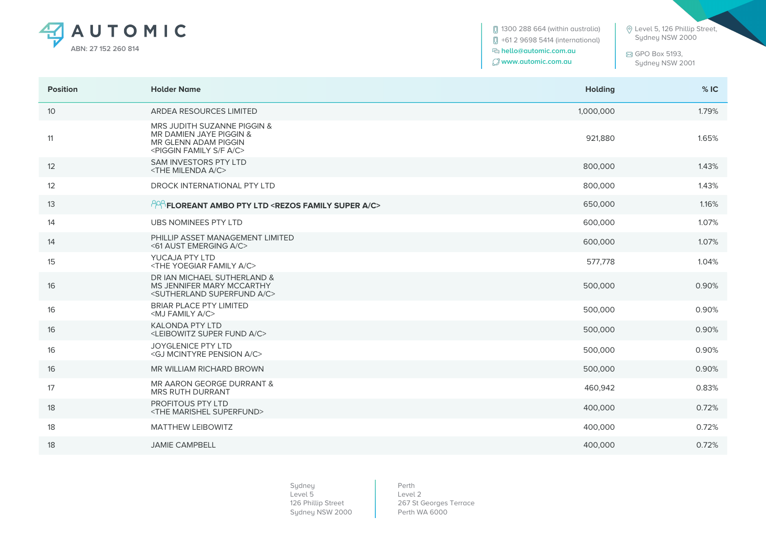| Position | Holder Name | Holding | % IC |
|---|---|---|---|
| 10 | ARDEA RESOURCES LIMITED | 1,000,000 | 1.79% |
| 11 | MRS JUDITH SUZANNE PIGGIN & MR DAMIEN JAYE PIGGIN & MR GLENN ADAM PIGGIN <PIGGIN FAMILY S/F A/C> | 921,880 | 1.65% |
| 12 | SAM INVESTORS PTY LTD <THE MILENDA A/C> | 800,000 | 1.43% |
| 12 | DROCK INTERNATIONAL PTY LTD | 800,000 | 1.43% |
| 13 | **FLOREANT AMBO PTY LTD <REZOS FAMILY SUPER A/C>** | 650,000 | 1.16% |
| 14 | UBS NOMINEES PTY LTD | 600,000 | 1.07% |
| 14 | PHILLIP ASSET MANAGEMENT LIMITED <61 AUST EMERGING A/C> | 600,000 | 1.07% |
| 15 | YUCAJA PTY LTD <THE YOEGIAR FAMILY A/C> | 577,778 | 1.04% |
| 16 | DR IAN MICHAEL SUTHERLAND & MS JENNIFER MARY MCCARTHY <SUTHERLAND SUPERFUND A/C> | 500,000 | 0.90% |
| 16 | BRIAR PLACE PTY LIMITED <MJ FAMILY A/C> | 500,000 | 0.90% |
| 16 | KALONDA PTY LTD <LEIBOWITZ SUPER FUND A/C> | 500,000 | 0.90% |
| 16 | JOYGLENICE PTY LTD <GJ MCINTYRE PENSION A/C> | 500,000 | 0.90% |
| 16 | MR WILLIAM RICHARD BROWN | 500,000 | 0.90% |
| 17 | MR AARON GEORGE DURRANT & MRS RUTH DURRANT | 460,942 | 0.83% |
| 18 | PROFITOUS PTY LTD <THE MARISHEL SUPERFUND> | 400,000 | 0.72% |
| 18 | MATTHEW LEIBOWITZ | 400,000 | 0.72% |
| 18 | JAMIE CAMPBELL | 400,000 | 0.72% |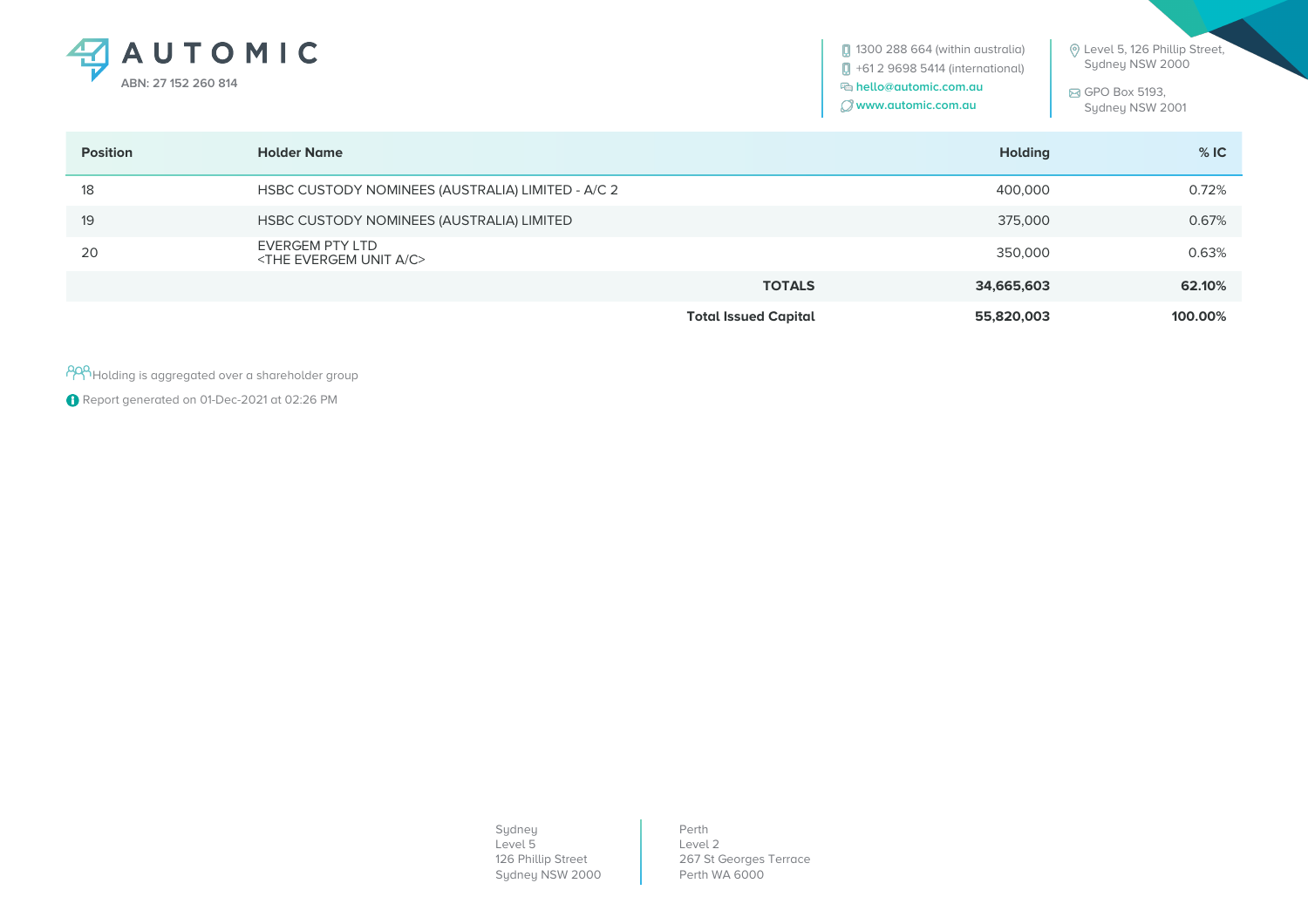AUTOMIC

ABN: 27 152 260 814

1300 288 664 (within australia)
+61 2 9698 5414 (international)
hello@automic.com.au
www.automic.com.au

Level 5, 126 Phillip Street,
Sydney NSW 2000

GPO Box 5193,
Sydney NSW 2001

| Position | Holder Name | Holding | % IC |
|---|---|---|---|
| 18 | HSBC CUSTODY NOMINEES (AUSTRALIA) LIMITED - A/C 2 | 400,000 | 0.72% |
| 19 | HSBC CUSTODY NOMINEES (AUSTRALIA) LIMITED | 375,000 | 0.67% |
| 20 | EVERGEM PTY LTD <THE EVERGEM UNIT A/C> | 350,000 | 0.63% |
| | **TOTALS** | **34,665,603** | **62.10%** |
| | **Total Issued Capital** | **55,820,003** | **100.00%** |

Holding is aggregated over a shareholder group

Report generated on 01-Dec-2021 at 02:26 PM

Sydney
Level 5
126 Phillip Street
Sydney NSW 2000

Perth
Level 2
267 St Georges Terrace
Perth WA 6000